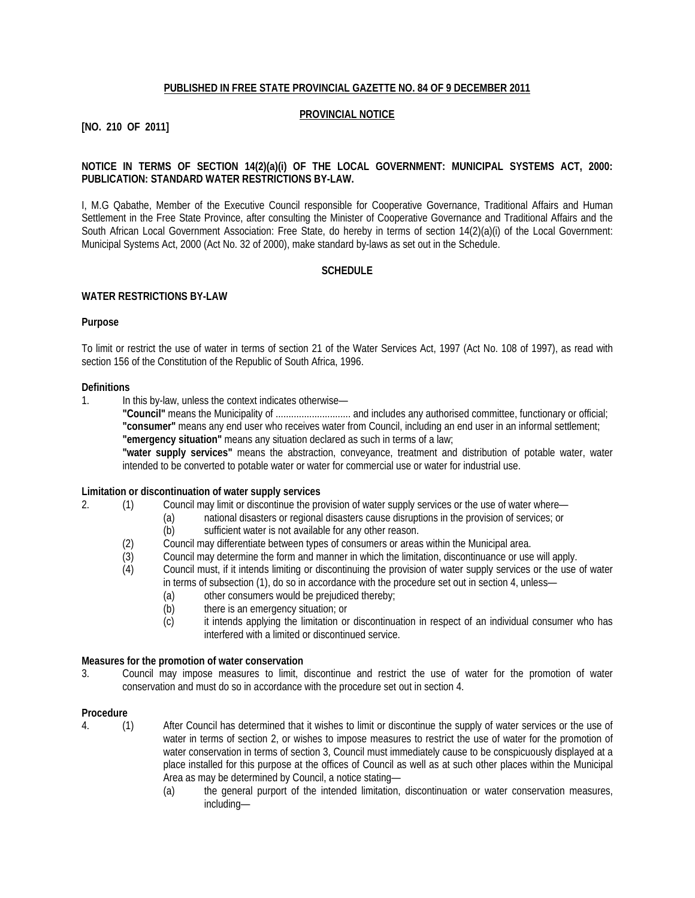**PUBLISHED IN FREE STATE PROVINCIAL GAZETTE NO. 84 OF 9 DECEMBER 2011**

**PROVINCIAL NOTICE**

**[NO. 210 OF 2011]**

**NOTICE IN TERMS OF SECTION 14(2)(a)(i) OF THE LOCAL GOVERNMENT: MUNICIPAL SYSTEMS ACT, 2000: PUBLICATION: STANDARD WATER RESTRICTIONS BY-LAW.**

I, M.G Qabathe, Member of the Executive Council responsible for Cooperative Governance, Traditional Affairs and Human Settlement in the Free State Province, after consulting the Minister of Cooperative Governance and Traditional Affairs and the South African Local Government Association: Free State, do hereby in terms of section 14(2)(a)(i) of the Local Government: Municipal Systems Act, 2000 (Act No. 32 of 2000), make standard by-laws as set out in the Schedule.

**SCHEDULE**

**WATER RESTRICTIONS BY-LAW**

**Purpose**

To limit or restrict the use of water in terms of section 21 of the Water Services Act, 1997 (Act No. 108 of 1997), as read with section 156 of the Constitution of the Republic of South Africa, 1996.

**Definitions**

1. In this by-law, unless the context indicates otherwise—

   **"Council"** means the Municipality of ............................ and includes any authorised committee, functionary or official;

   **"consumer"** means any end user who receives water from Council, including an end user in an informal settlement;

   **"emergency situation"** means any situation declared as such in terms of a law;

   **"water supply services"** means the abstraction, conveyance, treatment and distribution of potable water, water intended to be converted to potable water or water for commercial use or water for industrial use.

**Limitation or discontinuation of water supply services**

2. (1) Council may limit or discontinue the provision of water supply services or the use of water where—
   - (a) national disasters or regional disasters cause disruptions in the provision of services; or
   - (b) sufficient water is not available for any other reason.

   (2) Council may differentiate between types of consumers or areas within the Municipal area.

   (3) Council may determine the form and manner in which the limitation, discontinuance or use will apply.

   (4) Council must, if it intends limiting or discontinuing the provision of water supply services or the use of water in terms of subsection (1), do so in accordance with the procedure set out in section 4, unless—
   - (a) other consumers would be prejudiced thereby;
   - (b) there is an emergency situation; or
   - (c) it intends applying the limitation or discontinuation in respect of an individual consumer who has interfered with a limited or discontinued service.

**Measures for the promotion of water conservation**

3. Council may impose measures to limit, discontinue and restrict the use of water for the promotion of water conservation and must do so in accordance with the procedure set out in section 4.

**Procedure**

4. (1) After Council has determined that it wishes to limit or discontinue the supply of water services or the use of water in terms of section 2, or wishes to impose measures to restrict the use of water for the promotion of water conservation in terms of section 3, Council must immediately cause to be conspicuously displayed at a place installed for this purpose at the offices of Council as well as at such other places within the Municipal Area as may be determined by Council, a notice stating—
   - (a) the general purport of the intended limitation, discontinuation or water conservation measures, including—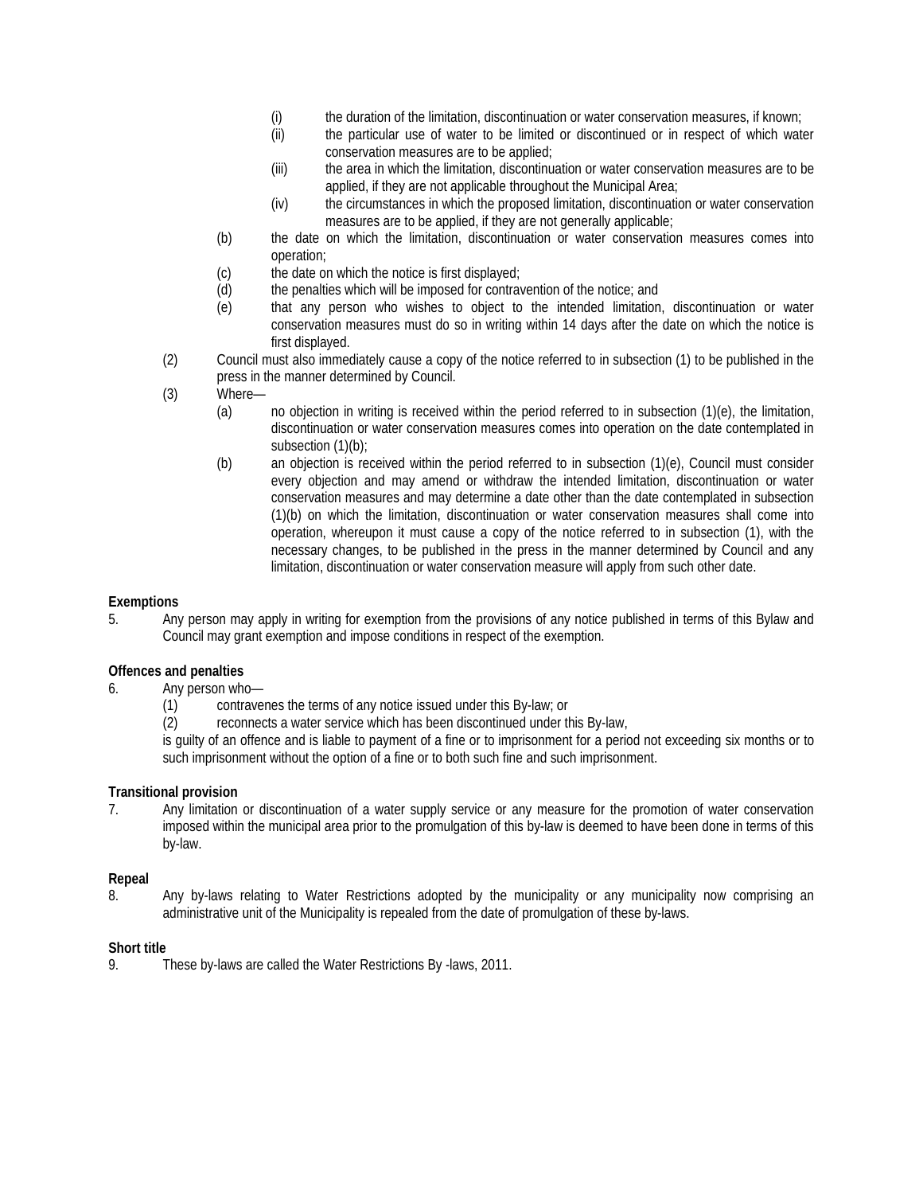(i) the duration of the limitation, discontinuation or water conservation measures, if known;

(ii) the particular use of water to be limited or discontinued or in respect of which water conservation measures are to be applied;

(iii) the area in which the limitation, discontinuation or water conservation measures are to be applied, if they are not applicable throughout the Municipal Area;

(iv) the circumstances in which the proposed limitation, discontinuation or water conservation measures are to be applied, if they are not generally applicable;

(b) the date on which the limitation, discontinuation or water conservation measures comes into operation;

(c) the date on which the notice is first displayed;

(d) the penalties which will be imposed for contravention of the notice; and

(e) that any person who wishes to object to the intended limitation, discontinuation or water conservation measures must do so in writing within 14 days after the date on which the notice is first displayed.

(2) Council must also immediately cause a copy of the notice referred to in subsection (1) to be published in the press in the manner determined by Council.

(3) Where—

(a) no objection in writing is received within the period referred to in subsection (1)(e), the limitation, discontinuation or water conservation measures comes into operation on the date contemplated in subsection (1)(b);

(b) an objection is received within the period referred to in subsection (1)(e), Council must consider every objection and may amend or withdraw the intended limitation, discontinuation or water conservation measures and may determine a date other than the date contemplated in subsection (1)(b) on which the limitation, discontinuation or water conservation measures shall come into operation, whereupon it must cause a copy of the notice referred to in subsection (1), with the necessary changes, to be published in the press in the manner determined by Council and any limitation, discontinuation or water conservation measure will apply from such other date.

**Exemptions**

5. Any person may apply in writing for exemption from the provisions of any notice published in terms of this Bylaw and Council may grant exemption and impose conditions in respect of the exemption.

**Offences and penalties**

6. Any person who—

(1) contravenes the terms of any notice issued under this By-law; or

(2) reconnects a water service which has been discontinued under this By-law,

is guilty of an offence and is liable to payment of a fine or to imprisonment for a period not exceeding six months or to such imprisonment without the option of a fine or to both such fine and such imprisonment.

**Transitional provision**

7. Any limitation or discontinuation of a water supply service or any measure for the promotion of water conservation imposed within the municipal area prior to the promulgation of this by-law is deemed to have been done in terms of this by-law.

**Repeal**

8. Any by-laws relating to Water Restrictions adopted by the municipality or any municipality now comprising an administrative unit of the Municipality is repealed from the date of promulgation of these by-laws.

**Short title**

9. These by-laws are called the Water Restrictions By -laws, 2011.